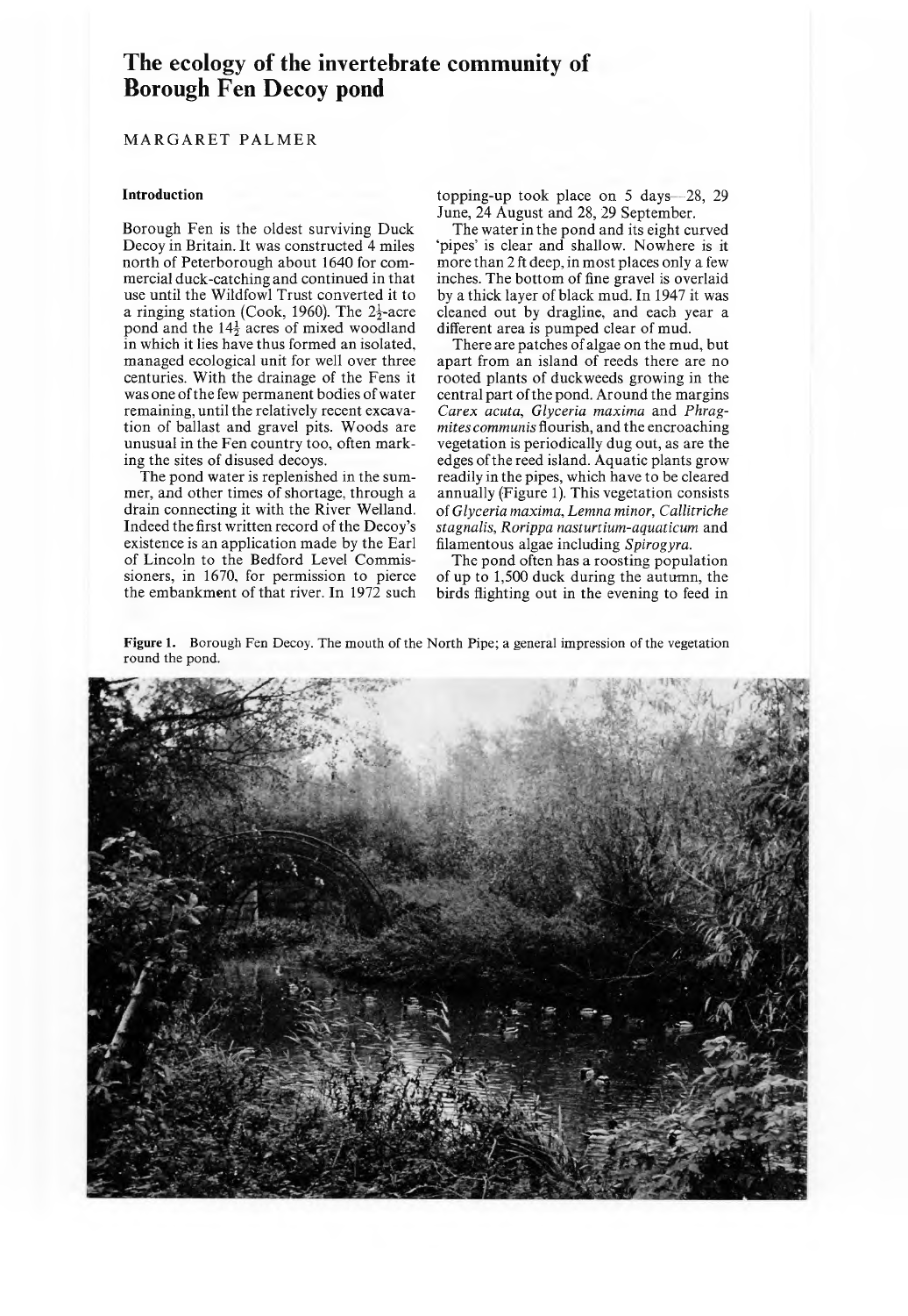# The ecology of the invertebrate community of Borough Fen Decoy pond

MARGARET PALMER

## Introduction

Borough Fen is the oldest surviving Duck Decoy in Britain. It was constructed 4 miles north of Peterborough about 1640 for commercial duck-catching and continued in that use until the Wildfowl Trust converted it to a ringing station (Cook, 1960). The $2\frac{1}{2}$-acre pond and the $14\frac{1}{2}$ acres of mixed woodland in which it lies have thus formed an isolated, managed ecological unit for well over three centuries. With the drainage of the Fens it was one of the few permanent bodies of water remaining, until the relatively recent excavation of ballast and gravel pits. Woods are unusual in the Fen country too, often marking the sites of disused decoys.

The pond water is replenished in the summer, and other times of shortage, through a drain connecting it with the River Welland. Indeed the first written record of the Decoy's existence is an application made by the Earl of Lincoln to the Bedford Level Commissioners, in 1670, for permission to pierce the embankment of that river. In 1972 such topping-up took place on 5 days—28, 29 June, 24 August and 28, 29 September.

The water in the pond and its eight curved 'pipes' is clear and shallow. Nowhere is it more than 2 ft deep, in most places only a few inches. The bottom of fine gravel is overlaid by a thick layer of black mud. In 1947 it was cleaned out by dragline, and each year a different area is pumped clear of mud.

There are patches of algae on the mud, but apart from an island of reeds there are no rooted plants of duckweeds growing in the central part of the pond. Around the margins *Carex acuta*, *Glyceria maxima* and *Phragmites communis* flourish, and the encroaching vegetation is periodically dug out, as are the edges of the reed island. Aquatic plants grow readily in the pipes, which have to be cleared annually (Figure 1). This vegetation consists of *Glyceria maxima*, *Lemna minor*, *Callitriche stagnalis*, *Rorippa nasturtium-aquaticum* and filamentous algae including *Spirogyra*.

The pond often has a roosting population of up to 1,500 duck during the autumn, the birds flighting out in the evening to feed in

**Figure 1.** Borough Fen Decoy. The mouth of the North Pipe; a general impression of the vegetation round the pond.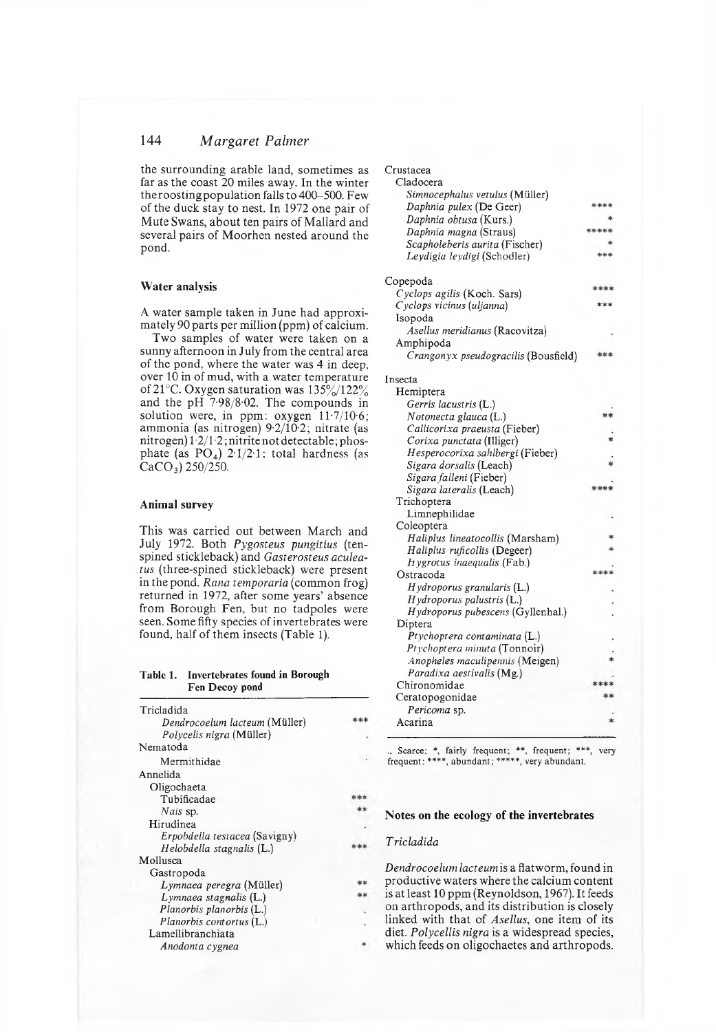the surrounding arable land, sometimes as far as the coast 20 miles away. In the winter the roosting population falls to 400–500. Few of the duck stay to nest. In 1972 one pair of Mute Swans, about ten pairs of Mallard and several pairs of Moorhen nested around the pond.

### Water analysis

A water sample taken in June had approximately 90 parts per million (ppm) of calcium.

Two samples of water were taken on a sunny afternoon in July from the central area of the pond, where the water was 4 in deep, over 10 in of mud, with a water temperature of 21°C. Oxygen saturation was 135%/122% and the pH 7·98/8·02. The compounds in solution were, in ppm: oxygen 11·7/10·6; ammonia (as nitrogen) 9·2/10·2; nitrate (as nitrogen) 1·2/1·2; nitrite not detectable; phosphate (as $PO_4$) 2·1/2·1; total hardness (as $CaCO_3$) 250/250.

### Animal survey

This was carried out between March and July 1972. Both *Pygosteus pungitius* (ten-spined stickleback) and *Gasterosteus aculeatus* (three-spined stickleback) were present in the pond. *Rana temporaria* (common frog) returned in 1972, after some years' absence from Borough Fen, but no tadpoles were seen. Some fifty species of invertebrates were found, half of them insects (Table 1).

**Table 1. Invertebrates found in Borough Fen Decoy pond**

| Taxon | Frequency |
|---|---|
| Tricladida | |
| *Dendrocoelum lacteum* (Müller) | *** |
| *Polycelis nigra* (Müller) | . |
| Nematoda | |
| Mermithidae | . |
| Annelida | |
| Oligochaeta | |
| Tubificadae | *** |
| *Nais* sp. | ** |
| Hirudinea | |
| *Erpobdella testacea* (Savigny) | . |
| *Helobdella stagnalis* (L.) | *** |
| Mollusca | |
| Gastropoda | |
| *Lymnaea peregra* (Müller) | ** |
| *Lymnaea stagnalis* (L.) | ** |
| *Planorbis planorbis* (L.) | . |
| *Planorbis contortus* (L.) | . |
| Lamellibranchiata | |
| *Anodonta cygnea* | * |
| Crustacea | |
| Cladocera | |
| *Simnocephalus vetulus* (Müller) | |
| *Daphnia pulex* (De Geer) | **** |
| *Daphnia obtusa* (Kurs.) | * |
| *Daphnia magna* (Straus) | ***** |
| *Scapholeberis aurita* (Fischer) | * |
| *Leydigia leydigi* (Schodler) | *** |
| Copepoda | |
| *Cyclops agilis* (Koch. Sars) | **** |
| *Cyclops vicinus* (*uljanna*) | *** |
| Isopoda | |
| *Asellus meridianus* (Racovitza) | . |
| Amphipoda | |
| *Crangonyx pseudogracilis* (Bousfield) | *** |
| Insecta | |
| Hemiptera | |
| *Gerris lacustris* (L.) | . |
| *Notonecta glauca* (L.) | ** |
| *Callicorixa praeusta* (Fieber) | . |
| *Corixa punctata* (Illiger) | * |
| *Hesperocorixa sahlbergi* (Fieber) | . |
| *Sigara dorsalis* (Leach) | * |
| *Sigara falleni* (Fieber) | . |
| *Sigara lateralis* (Leach) | **** |
| Trichoptera | |
| Limnephilidae | . |
| Coleoptera | |
| *Haliplus lineatocollis* (Marsham) | * |
| *Haliplus ruficollis* (Degeer) | * |
| *Hygrotus inaequalis* (Fab.) | . |
| Ostracoda | **** |
| *Hydroporus granularis* (L.) | . |
| *Hydroporus palustris* (L.) | . |
| *Hydroporus pubescens* (Gyllenhal.) | . |
| Diptera | |
| *Ptychoptera contaminata* (L.) | . |
| *Ptychoptera minuta* (Tonnoir) | . |
| *Anopheles maculipennis* (Meigen) | * |
| *Paradixa aestivalis* (Mg.) | . |
| Chironomidae | **** |
| Ceratopogonidae | ** |
| *Pericoma* sp. | . |
| Acarina | * |

., Scarce; *, fairly frequent; **, frequent; ***, very frequent; ****, abundant; *****, very abundant.

### Notes on the ecology of the invertebrates

#### *Tricladida*

*Dendrocoelum lacteum* is a flatworm, found in productive waters where the calcium content is at least 10 ppm (Reynoldson, 1967). It feeds on arthropods, and its distribution is closely linked with that of *Asellus*, one item of its diet. *Polycellis nigra* is a widespread species, which feeds on oligochaetes and arthropods.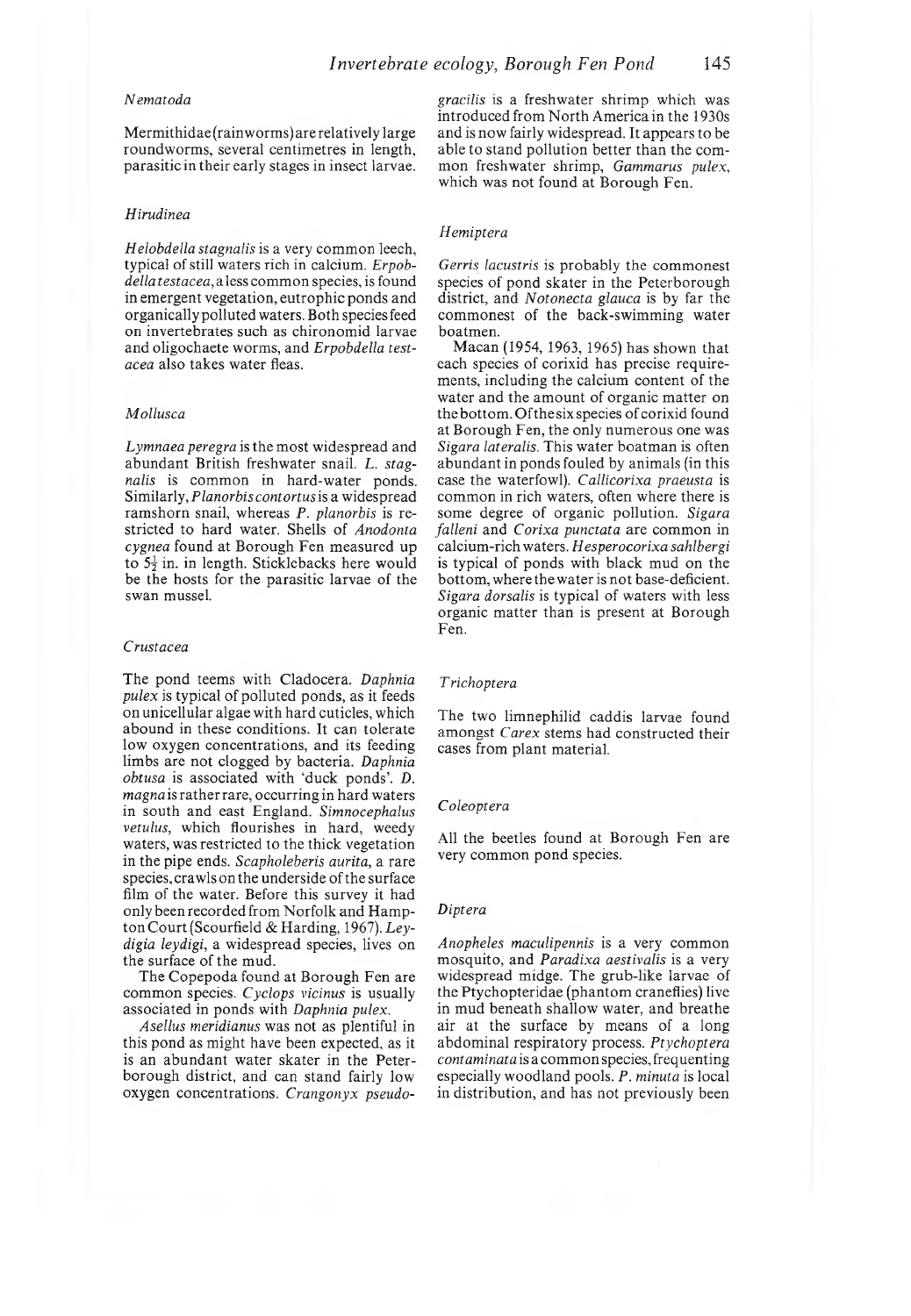### *Nematoda*

Mermithidae (rainworms) are relatively large roundworms, several centimetres in length, parasitic in their early stages in insect larvae.

### *Hirudinea*

*Helobdella stagnalis* is a very common leech, typical of still waters rich in calcium. *Erpobdella testacea*, a less common species, is found in emergent vegetation, eutrophic ponds and organically polluted waters. Both species feed on invertebrates such as chironomid larvae and oligochaete worms, and *Erpobdella testacea* also takes water fleas.

### *Mollusca*

*Lymnaea peregra* is the most widespread and abundant British freshwater snail. *L. stagnalis* is common in hard-water ponds. Similarly, *Planorbis contortus* is a widespread ramshorn snail, whereas *P. planorbis* is restricted to hard water. Shells of *Anodonta cygnea* found at Borough Fen measured up to $5\frac{1}{2}$ in. in length. Sticklebacks here would be the hosts for the parasitic larvae of the swan mussel.

### *Crustacea*

The pond teems with Cladocera. *Daphnia pulex* is typical of polluted ponds, as it feeds on unicellular algae with hard cuticles, which abound in these conditions. It can tolerate low oxygen concentrations, and its feeding limbs are not clogged by bacteria. *Daphnia obtusa* is associated with 'duck ponds'. *D. magna* is rather rare, occurring in hard waters in south and east England. *Simnocephalus vetulus*, which flourishes in hard, weedy waters, was restricted to the thick vegetation in the pipe ends. *Scapholeberis aurita*, a rare species, crawls on the underside of the surface film of the water. Before this survey it had only been recorded from Norfolk and Hampton Court (Scourfield & Harding, 1967). *Leydigia leydigi*, a widespread species, lives on the surface of the mud.

The Copepoda found at Borough Fen are common species. *Cyclops vicinus* is usually associated in ponds with *Daphnia pulex*.

*Asellus meridianus* was not as plentiful in this pond as might have been expected, as it is an abundant water skater in the Peterborough district, and can stand fairly low oxygen concentrations. *Crangonyx pseudogracilis* is a freshwater shrimp which was introduced from North America in the 1930s and is now fairly widespread. It appears to be able to stand pollution better than the common freshwater shrimp, *Gammarus pulex*, which was not found at Borough Fen.

### *Hemiptera*

*Gerris lacustris* is probably the commonest species of pond skater in the Peterborough district, and *Notonecta glauca* is by far the commonest of the back-swimming water boatmen.

Macan (1954, 1963, 1965) has shown that each species of corixid has precise requirements, including the calcium content of the water and the amount of organic matter on the bottom. Of the six species of corixid found at Borough Fen, the only numerous one was *Sigara lateralis*. This water boatman is often abundant in ponds fouled by animals (in this case the waterfowl). *Callicorixa praeusta* is common in rich waters, often where there is some degree of organic pollution. *Sigara falleni* and *Corixa punctata* are common in calcium-rich waters. *Hesperocorixa sahlbergi* is typical of ponds with black mud on the bottom, where the water is not base-deficient. *Sigara dorsalis* is typical of waters with less organic matter than is present at Borough Fen.

### *Trichoptera*

The two limnephilid caddis larvae found amongst *Carex* stems had constructed their cases from plant material.

### *Coleoptera*

All the beetles found at Borough Fen are very common pond species.

### *Diptera*

*Anopheles maculipennis* is a very common mosquito, and *Paradixa aestivalis* is a very widespread midge. The grub-like larvae of the Ptychopteridae (phantom craneflies) live in mud beneath shallow water, and breathe air at the surface by means of a long abdominal respiratory process. *Ptychoptera contaminata* is a common species, frequenting especially woodland pools. *P. minuta* is local in distribution, and has not previously been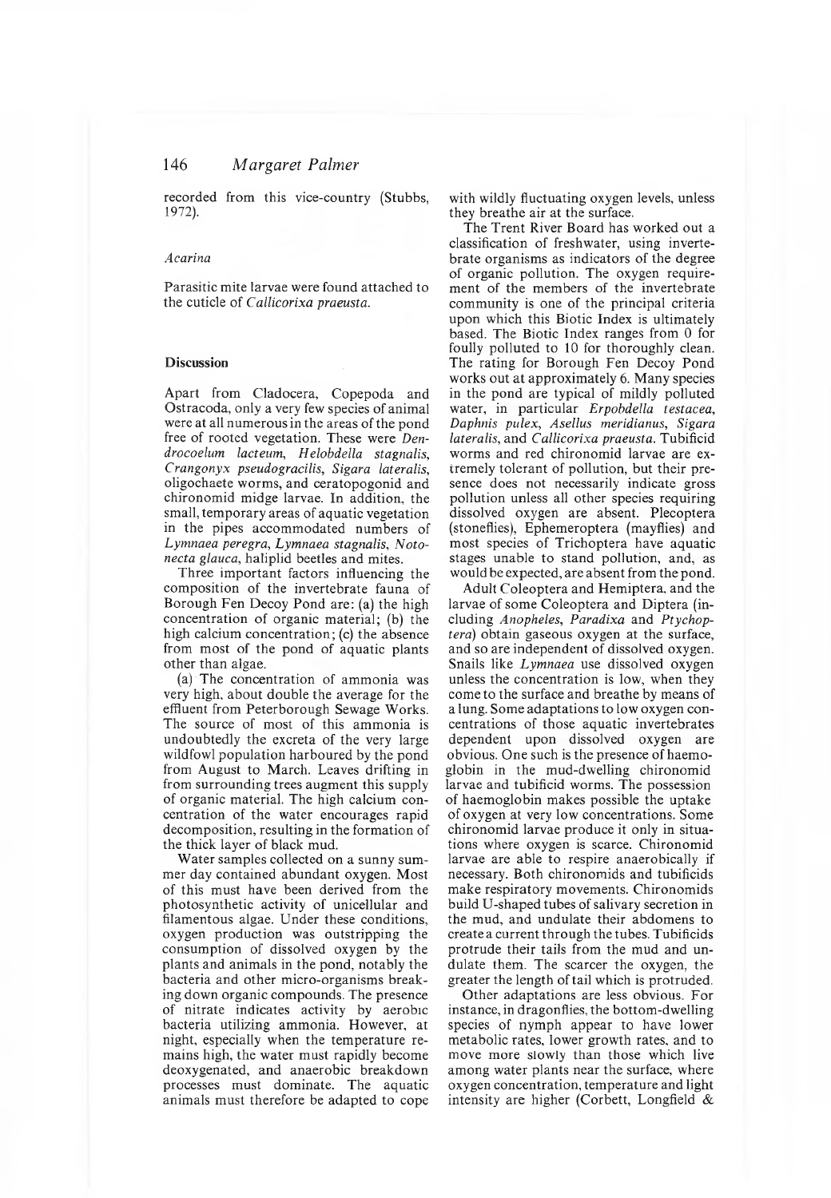recorded from this vice-country (Stubbs, 1972).

### *Acarina*

Parasitic mite larvae were found attached to the cuticle of *Callicorixa praeusta*.

## Discussion

Apart from Cladocera, Copepoda and Ostracoda, only a very few species of animal were at all numerous in the areas of the pond free of rooted vegetation. These were *Dendrocoelum lacteum*, *Helobdella stagnalis*, *Crangonyx pseudogracilis*, *Sigara lateralis*, oligochaete worms, and ceratopogonid and chironomid midge larvae. In addition, the small, temporary areas of aquatic vegetation in the pipes accommodated numbers of *Lymnaea peregra*, *Lymnaea stagnalis*, *Notonecta glauca*, haliplid beetles and mites.

Three important factors influencing the composition of the invertebrate fauna of Borough Fen Decoy Pond are: (a) the high concentration of organic material; (b) the high calcium concentration; (c) the absence from most of the pond of aquatic plants other than algae.

(a) The concentration of ammonia was very high, about double the average for the effluent from Peterborough Sewage Works. The source of most of this ammonia is undoubtedly the excreta of the very large wildfowl population harboured by the pond from August to March. Leaves drifting in from surrounding trees augment this supply of organic material. The high calcium concentration of the water encourages rapid decomposition, resulting in the formation of the thick layer of black mud.

Water samples collected on a sunny summer day contained abundant oxygen. Most of this must have been derived from the photosynthetic activity of unicellular and filamentous algae. Under these conditions, oxygen production was outstripping the consumption of dissolved oxygen by the plants and animals in the pond, notably the bacteria and other micro-organisms breaking down organic compounds. The presence of nitrate indicates activity by aerobic bacteria utilizing ammonia. However, at night, especially when the temperature remains high, the water must rapidly become deoxygenated, and anaerobic breakdown processes must dominate. The aquatic animals must therefore be adapted to cope with wildly fluctuating oxygen levels, unless they breathe air at the surface.

The Trent River Board has worked out a classification of freshwater, using invertebrate organisms as indicators of the degree of organic pollution. The oxygen requirement of the members of the invertebrate community is one of the principal criteria upon which this Biotic Index is ultimately based. The Biotic Index ranges from 0 for foully polluted to 10 for thoroughly clean. The rating for Borough Fen Decoy Pond works out at approximately 6. Many species in the pond are typical of mildly polluted water, in particular *Erpobdella testacea*, *Daphnis pulex*, *Asellus meridianus*, *Sigara lateralis*, and *Callicorixa praeusta*. Tubificid worms and red chironomid larvae are extremely tolerant of pollution, but their presence does not necessarily indicate gross pollution unless all other species requiring dissolved oxygen are absent. Plecoptera (stoneflies), Ephemeroptera (mayflies) and most species of Trichoptera have aquatic stages unable to stand pollution, and, as would be expected, are absent from the pond.

Adult Coleoptera and Hemiptera, and the larvae of some Coleoptera and Diptera (including *Anopheles*, *Paradixa* and *Ptychoptera*) obtain gaseous oxygen at the surface, and so are independent of dissolved oxygen. Snails like *Lymnaea* use dissolved oxygen unless the concentration is low, when they come to the surface and breathe by means of a lung. Some adaptations to low oxygen concentrations of those aquatic invertebrates dependent upon dissolved oxygen are obvious. One such is the presence of haemoglobin in the mud-dwelling chironomid larvae and tubificid worms. The possession of haemoglobin makes possible the uptake of oxygen at very low concentrations. Some chironomid larvae produce it only in situations where oxygen is scarce. Chironomid larvae are able to respire anaerobically if necessary. Both chironomids and tubificids make respiratory movements. Chironomids build U-shaped tubes of salivary secretion in the mud, and undulate their abdomens to create a current through the tubes. Tubificids protrude their tails from the mud and undulate them. The scarcer the oxygen, the greater the length of tail which is protruded.

Other adaptations are less obvious. For instance, in dragonflies, the bottom-dwelling species of nymph appear to have lower metabolic rates, lower growth rates, and to move more slowly than those which live among water plants near the surface, where oxygen concentration, temperature and light intensity are higher (Corbett, Longfield &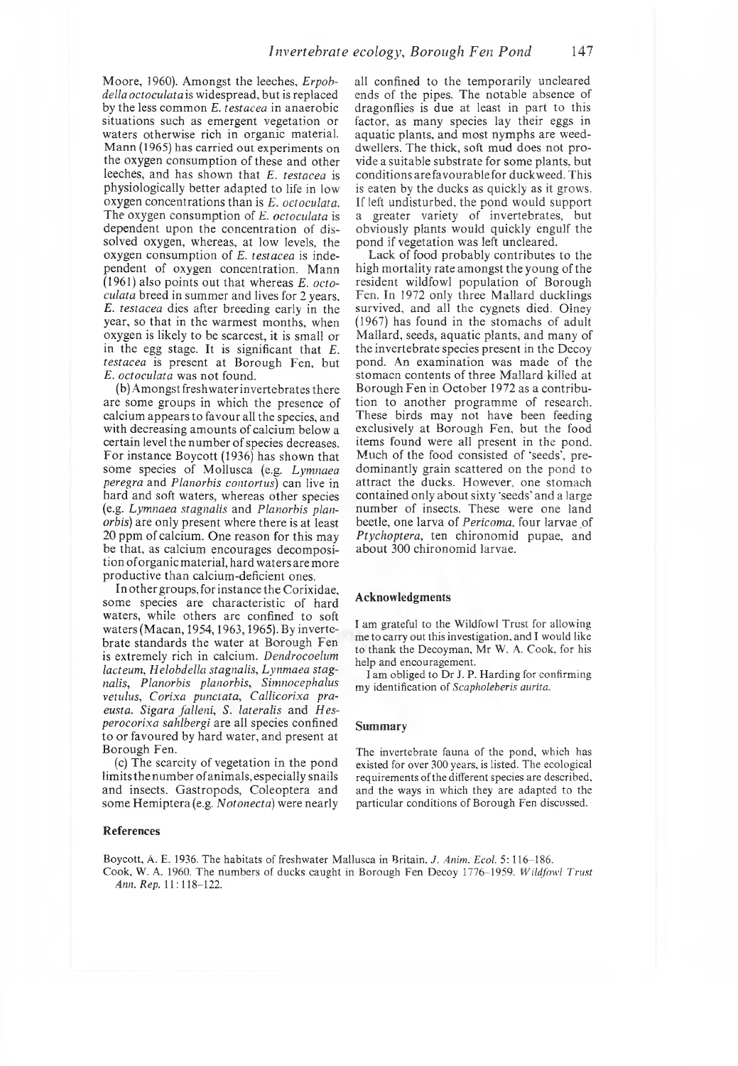Moore, 1960). Amongst the leeches, *Erpobdella octoculata* is widespread, but is replaced by the less common *E. testacea* in anaerobic situations such as emergent vegetation or waters otherwise rich in organic material. Mann (1965) has carried out experiments on the oxygen consumption of these and other leeches, and has shown that *E. testacea* is physiologically better adapted to life in low oxygen concentrations than is *E. octoculata*. The oxygen consumption of *E. octoculata* is dependent upon the concentration of dissolved oxygen, whereas, at low levels, the oxygen consumption of *E. testacea* is independent of oxygen concentration. Mann (1961) also points out that whereas *E. octoculata* breed in summer and lives for 2 years, *E. testacea* dies after breeding early in the year, so that in the warmest months, when oxygen is likely to be scarcest, it is small or in the egg stage. It is significant that *E. testacea* is present at Borough Fen, but *E. octoculata* was not found.

(b) Amongst freshwater invertebrates there are some groups in which the presence of calcium appears to favour all the species, and with decreasing amounts of calcium below a certain level the number of species decreases. For instance Boycott (1936) has shown that some species of Mollusca (e.g. *Lymnaea peregra* and *Planorbis contortus*) can live in hard and soft waters, whereas other species (e.g. *Lymnaea stagnalis* and *Planorbis planorbis*) are only present where there is at least 20 ppm of calcium. One reason for this may be that, as calcium encourages decomposition of organic material, hard waters are more productive than calcium-deficient ones.

In other groups, for instance the Corixidae, some species are characteristic of hard waters, while others are confined to soft waters (Macan, 1954, 1963, 1965). By invertebrate standards the water at Borough Fen is extremely rich in calcium. *Dendrocoelum lacteum*, *Helobdella stagnalis*, *Lynmaea stagnalis*, *Planorbis planorbis*, *Simnocephalus vetulus*, *Corixa punctata*, *Callicorixa praeusta*. *Sigara falleni*, *S. lateralis* and *Hesperocorixa sahlbergi* are all species confined to or favoured by hard water, and present at Borough Fen.

(c) The scarcity of vegetation in the pond limits the number of animals, especially snails and insects. Gastropods, Coleoptera and some Hemiptera (e.g. *Notonecta*) were nearly all confined to the temporarily uncleared ends of the pipes. The notable absence of dragonflies is due at least in part to this factor, as many species lay their eggs in aquatic plants, and most nymphs are weed-dwellers. The thick, soft mud does not provide a suitable substrate for some plants, but conditions are favourable for duckweed. This is eaten by the ducks as quickly as it grows. If left undisturbed, the pond would support a greater variety of invertebrates, but obviously plants would quickly engulf the pond if vegetation was left uncleared.

Lack of food probably contributes to the high mortality rate amongst the young of the resident wildfowl population of Borough Fen. In 1972 only three Mallard ducklings survived, and all the cygnets died. Olney (1967) has found in the stomachs of adult Mallard, seeds, aquatic plants, and many of the invertebrate species present in the Decoy pond. An examination was made of the stomach contents of three Mallard killed at Borough Fen in October 1972 as a contribution to another programme of research. These birds may not have been feeding exclusively at Borough Fen, but the food items found were all present in the pond. Much of the food consisted of 'seeds', predominantly grain scattered on the pond to attract the ducks. However, one stomach contained only about sixty 'seeds' and a large number of insects. These were one land beetle, one larva of *Pericoma*, four larvae of *Ptychoptera*, ten chironomid pupae, and about 300 chironomid larvae.

## Acknowledgments

I am grateful to the Wildfowl Trust for allowing me to carry out this investigation, and I would like to thank the Decoyman, Mr W. A. Cook, for his help and encouragement.

I am obliged to Dr J. P. Harding for confirming my identification of *Scapholeberis aurita*.

## Summary

The invertebrate fauna of the pond, which has existed for over 300 years, is listed. The ecological requirements of the different species are described, and the ways in which they are adapted to the particular conditions of Borough Fen discussed.

## References

Boycott, A. E. 1936. The habitats of freshwater Mallusca in Britain. *J. Anim. Ecol.* 5: 116–186.

Cook, W. A. 1960. The numbers of ducks caught in Borough Fen Decoy 1776–1959. *Wildfowl Trust Ann. Rep.* 11: 118–122.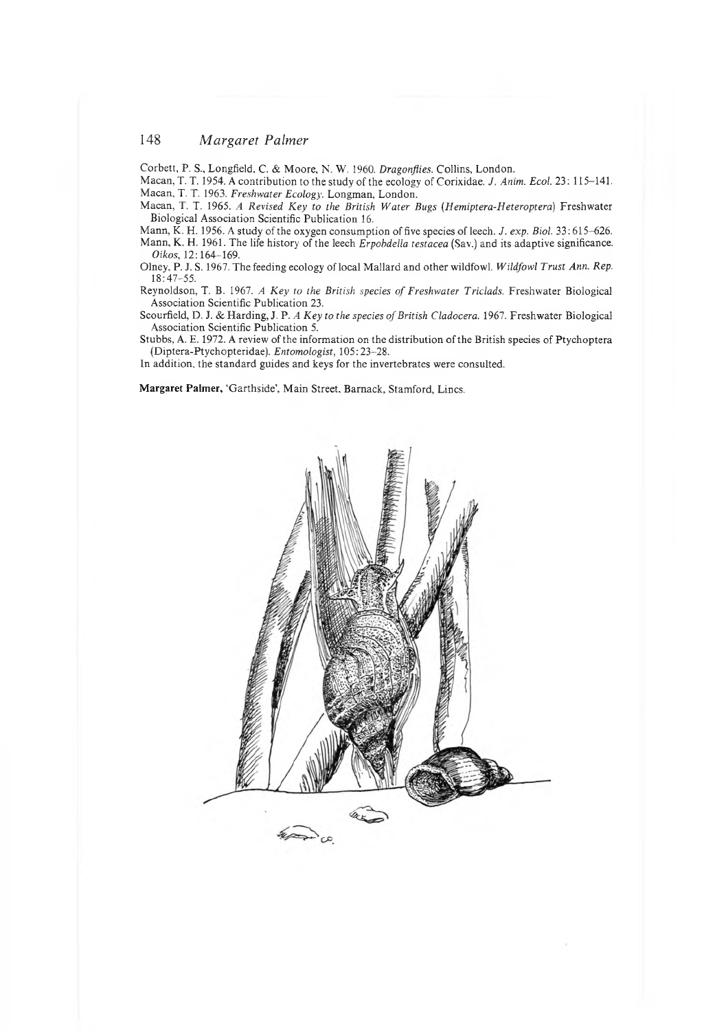Corbett, P. S., Longfield, C. & Moore, N. W. 1960. *Dragonflies*. Collins, London.

Macan, T. T. 1954. A contribution to the study of the ecology of Corixidae. *J. Anim. Ecol.* 23: 115–141.

Macan, T. T. 1963. *Freshwater Ecology*. Longman, London.

Macan, T. T. 1965. *A Revised Key to the British Water Bugs (Hemiptera-Heteroptera)* Freshwater Biological Association Scientific Publication 16.

Mann, K. H. 1956. A study of the oxygen consumption of five species of leech. *J. exp. Biol.* 33: 615–626.

Mann, K. H. 1961. The life history of the leech *Erpobdella testacea* (Sav.) and its adaptive significance. *Oikos*, 12: 164–169.

Olney, P. J. S. 1967. The feeding ecology of local Mallard and other wildfowl. *Wildfowl Trust Ann. Rep.* 18: 47–55.

Reynoldson, T. B. 1967. *A Key to the British species of Freshwater Triclads*. Freshwater Biological Association Scientific Publication 23.

Scourfield, D. J. & Harding, J. P. *A Key to the species of British Cladocera*. 1967. Freshwater Biological Association Scientific Publication 5.

Stubbs, A. E. 1972. A review of the information on the distribution of the British species of Ptychoptera (Diptera-Ptychopteridae). *Entomologist*, 105: 23–28.

In addition, the standard guides and keys for the invertebrates were consulted.

**Margaret Palmer**, 'Garthside', Main Street, Barnack, Stamford, Lincs.